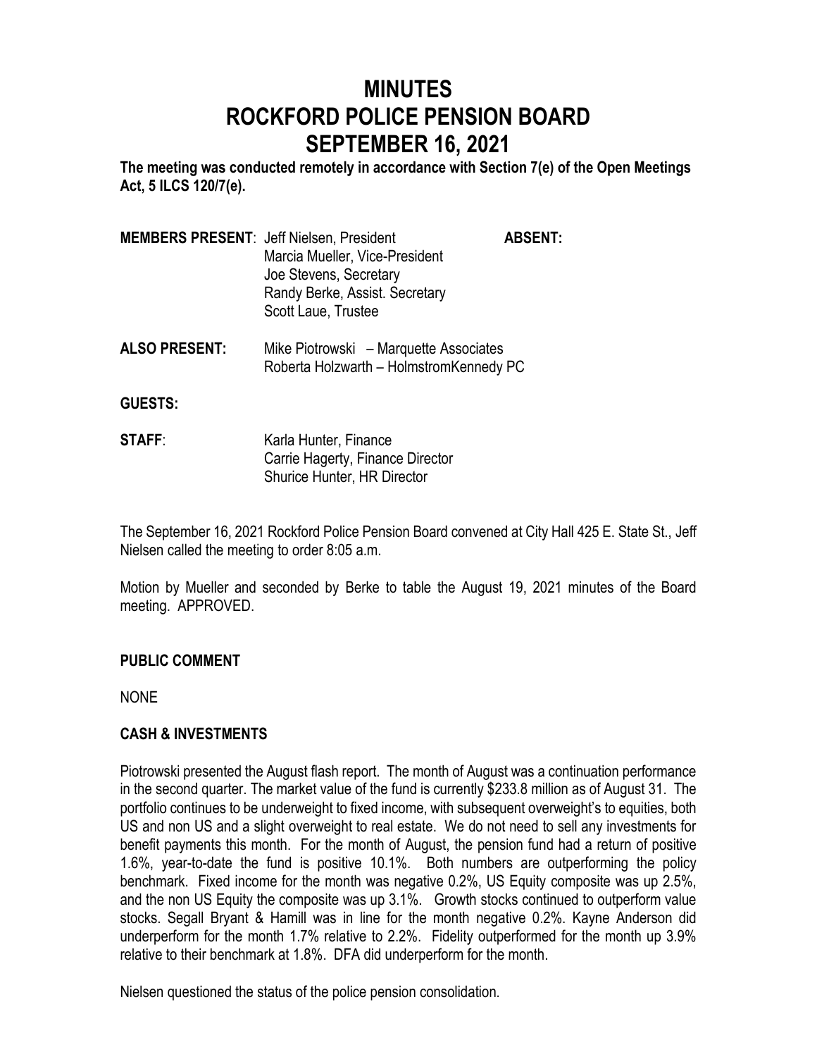# MINUTES
# ROCKFORD POLICE PENSION BOARD
# SEPTEMBER 16, 2021

**The meeting was conducted remotely in accordance with Section 7(e) of the Open Meetings Act, 5 ILCS 120/7(e).**

**MEMBERS PRESENT**: Jeff Nielsen, President
Marcia Mueller, Vice-President
Joe Stevens, Secretary
Randy Berke, Assist. Secretary
Scott Laue, Trustee

**ABSENT:**

**ALSO PRESENT:** Mike Piotrowski – Marquette Associates
Roberta Holzwarth – HolmstromKennedy PC

**GUESTS:**

**STAFF**: Karla Hunter, Finance
Carrie Hagerty, Finance Director
Shurice Hunter, HR Director

The September 16, 2021 Rockford Police Pension Board convened at City Hall 425 E. State St., Jeff Nielsen called the meeting to order 8:05 a.m.

Motion by Mueller and seconded by Berke to table the August 19, 2021 minutes of the Board meeting. APPROVED.

**PUBLIC COMMENT**

NONE

**CASH & INVESTMENTS**

Piotrowski presented the August flash report. The month of August was a continuation performance in the second quarter. The market value of the fund is currently $233.8 million as of August 31. The portfolio continues to be underweight to fixed income, with subsequent overweight's to equities, both US and non US and a slight overweight to real estate. We do not need to sell any investments for benefit payments this month. For the month of August, the pension fund had a return of positive 1.6%, year-to-date the fund is positive 10.1%. Both numbers are outperforming the policy benchmark. Fixed income for the month was negative 0.2%, US Equity composite was up 2.5%, and the non US Equity the composite was up 3.1%. Growth stocks continued to outperform value stocks. Segall Bryant & Hamill was in line for the month negative 0.2%. Kayne Anderson did underperform for the month 1.7% relative to 2.2%. Fidelity outperformed for the month up 3.9% relative to their benchmark at 1.8%. DFA did underperform for the month.

Nielsen questioned the status of the police pension consolidation.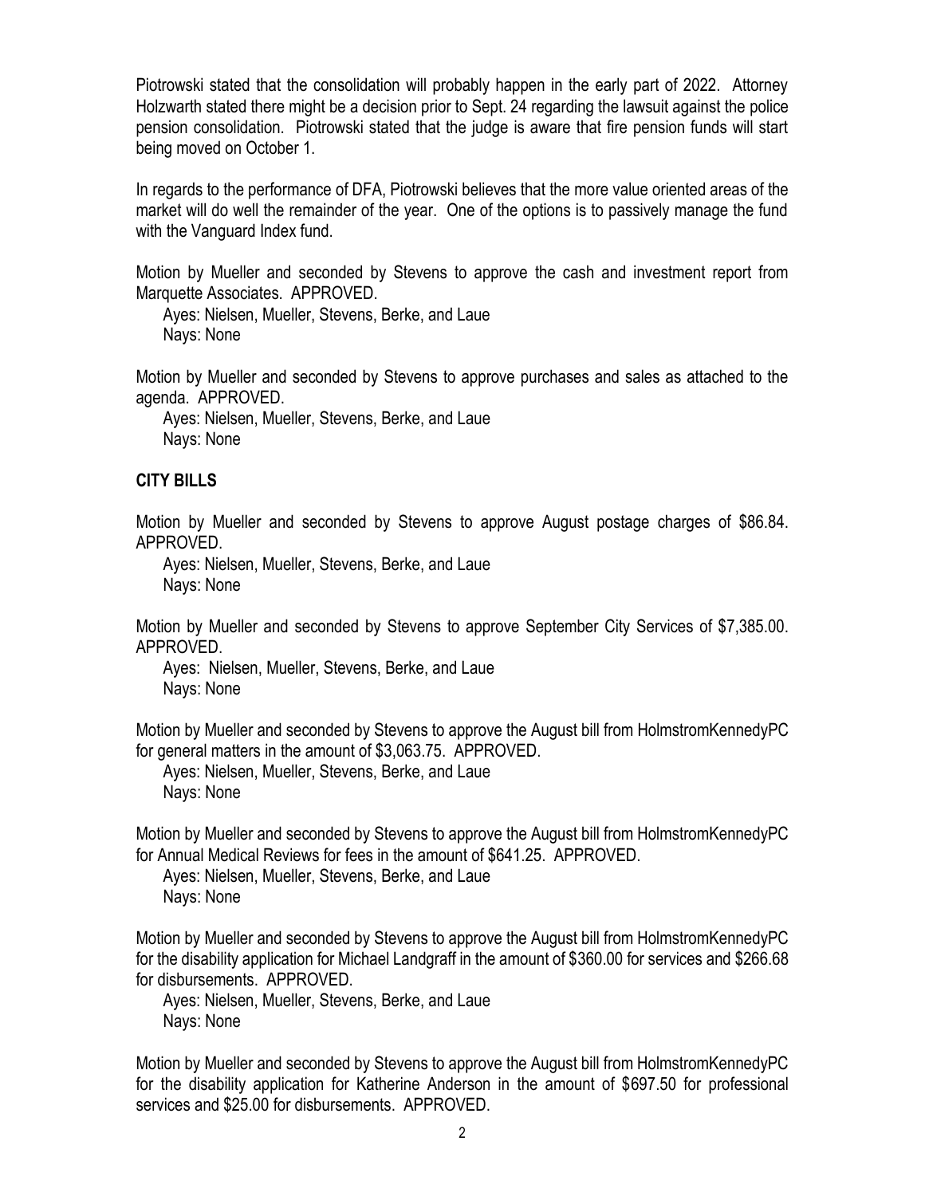Piotrowski stated that the consolidation will probably happen in the early part of 2022. Attorney Holzwarth stated there might be a decision prior to Sept. 24 regarding the lawsuit against the police pension consolidation. Piotrowski stated that the judge is aware that fire pension funds will start being moved on October 1.

In regards to the performance of DFA, Piotrowski believes that the more value oriented areas of the market will do well the remainder of the year. One of the options is to passively manage the fund with the Vanguard Index fund.

Motion by Mueller and seconded by Stevens to approve the cash and investment report from Marquette Associates. APPROVED.

Ayes: Nielsen, Mueller, Stevens, Berke, and Laue
Nays: None

Motion by Mueller and seconded by Stevens to approve purchases and sales as attached to the agenda. APPROVED.

Ayes: Nielsen, Mueller, Stevens, Berke, and Laue
Nays: None

**CITY BILLS**

Motion by Mueller and seconded by Stevens to approve August postage charges of $86.84. APPROVED.

Ayes: Nielsen, Mueller, Stevens, Berke, and Laue
Nays: None

Motion by Mueller and seconded by Stevens to approve September City Services of $7,385.00. APPROVED.

Ayes: Nielsen, Mueller, Stevens, Berke, and Laue
Nays: None

Motion by Mueller and seconded by Stevens to approve the August bill from HolmstromKennedyPC for general matters in the amount of $3,063.75. APPROVED.

Ayes: Nielsen, Mueller, Stevens, Berke, and Laue
Nays: None

Motion by Mueller and seconded by Stevens to approve the August bill from HolmstromKennedyPC for Annual Medical Reviews for fees in the amount of $641.25. APPROVED.

Ayes: Nielsen, Mueller, Stevens, Berke, and Laue
Nays: None

Motion by Mueller and seconded by Stevens to approve the August bill from HolmstromKennedyPC for the disability application for Michael Landgraff in the amount of $360.00 for services and $266.68 for disbursements. APPROVED.

Ayes: Nielsen, Mueller, Stevens, Berke, and Laue
Nays: None

Motion by Mueller and seconded by Stevens to approve the August bill from HolmstromKennedyPC for the disability application for Katherine Anderson in the amount of $697.50 for professional services and $25.00 for disbursements. APPROVED.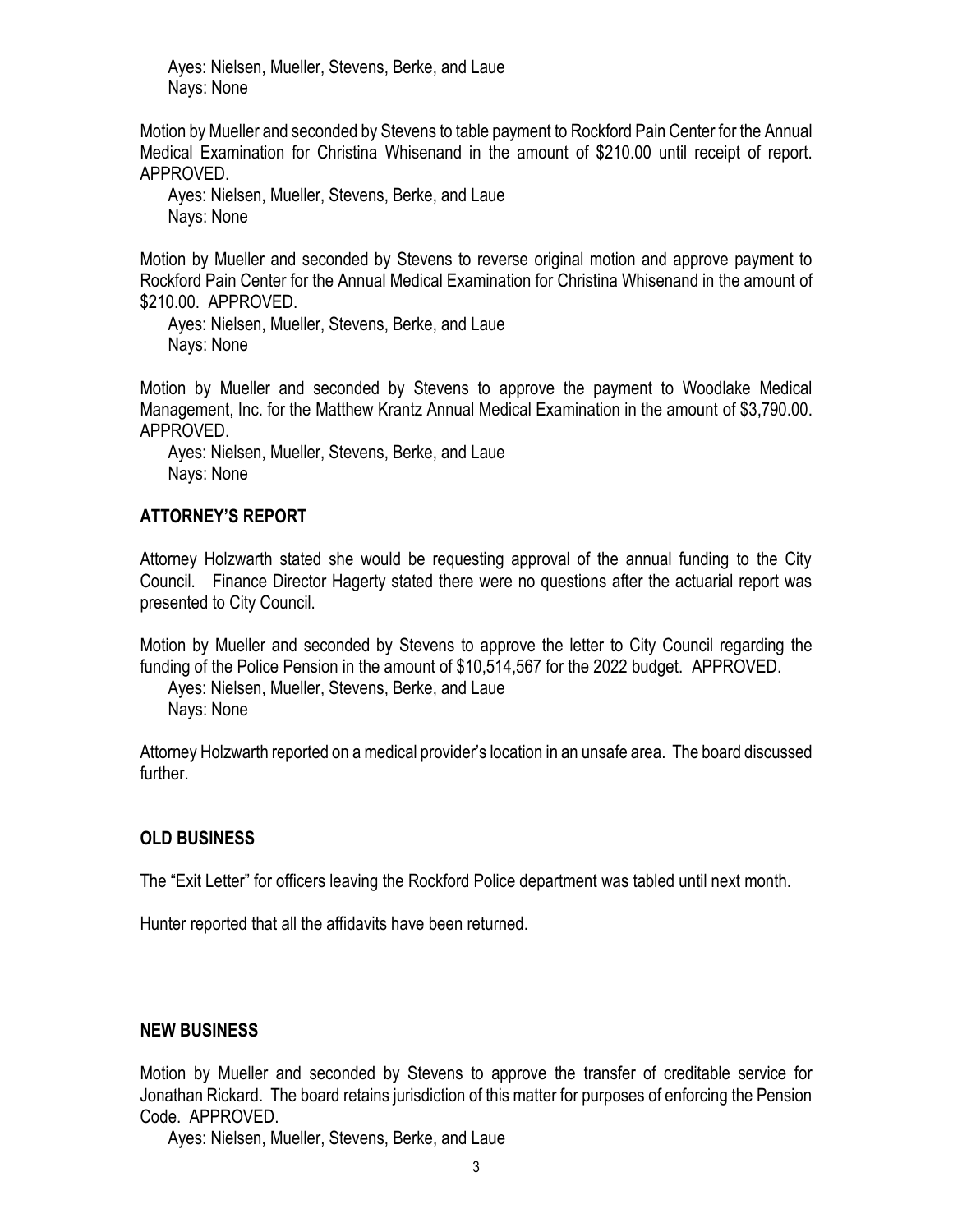Ayes: Nielsen, Mueller, Stevens, Berke, and Laue
Nays: None

Motion by Mueller and seconded by Stevens to table payment to Rockford Pain Center for the Annual Medical Examination for Christina Whisenand in the amount of $210.00 until receipt of report. APPROVED.

Ayes: Nielsen, Mueller, Stevens, Berke, and Laue
Nays: None

Motion by Mueller and seconded by Stevens to reverse original motion and approve payment to Rockford Pain Center for the Annual Medical Examination for Christina Whisenand in the amount of $210.00. APPROVED.

Ayes: Nielsen, Mueller, Stevens, Berke, and Laue
Nays: None

Motion by Mueller and seconded by Stevens to approve the payment to Woodlake Medical Management, Inc. for the Matthew Krantz Annual Medical Examination in the amount of $3,790.00. APPROVED.

Ayes: Nielsen, Mueller, Stevens, Berke, and Laue
Nays: None

## ATTORNEY'S REPORT

Attorney Holzwarth stated she would be requesting approval of the annual funding to the City Council. Finance Director Hagerty stated there were no questions after the actuarial report was presented to City Council.

Motion by Mueller and seconded by Stevens to approve the letter to City Council regarding the funding of the Police Pension in the amount of $10,514,567 for the 2022 budget. APPROVED.

Ayes: Nielsen, Mueller, Stevens, Berke, and Laue
Nays: None

Attorney Holzwarth reported on a medical provider's location in an unsafe area. The board discussed further.

## OLD BUSINESS

The "Exit Letter" for officers leaving the Rockford Police department was tabled until next month.

Hunter reported that all the affidavits have been returned.

## NEW BUSINESS

Motion by Mueller and seconded by Stevens to approve the transfer of creditable service for Jonathan Rickard. The board retains jurisdiction of this matter for purposes of enforcing the Pension Code. APPROVED.

Ayes: Nielsen, Mueller, Stevens, Berke, and Laue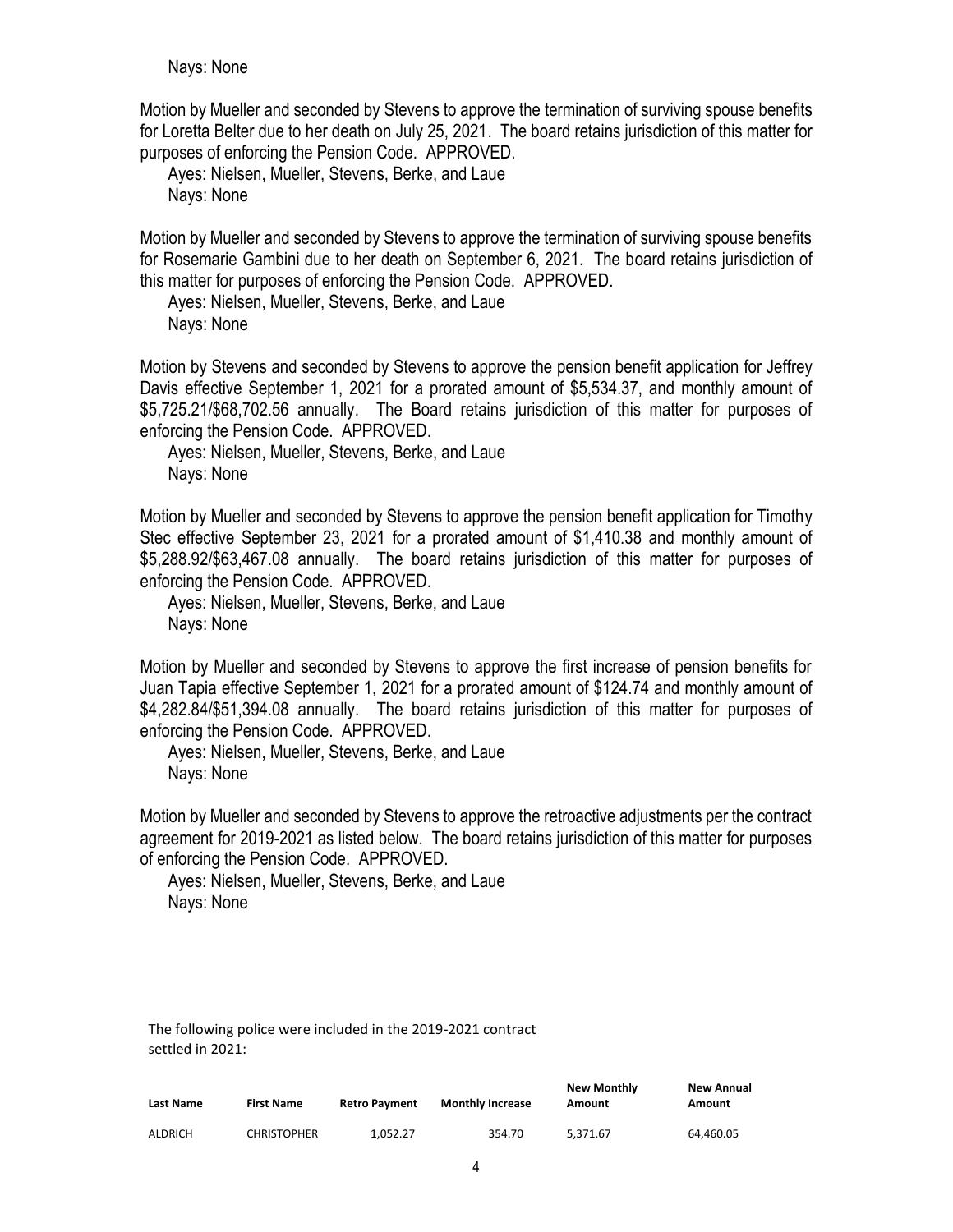Nays: None

Motion by Mueller and seconded by Stevens to approve the termination of surviving spouse benefits for Loretta Belter due to her death on July 25, 2021. The board retains jurisdiction of this matter for purposes of enforcing the Pension Code. APPROVED.

Ayes: Nielsen, Mueller, Stevens, Berke, and Laue
Nays: None

Motion by Mueller and seconded by Stevens to approve the termination of surviving spouse benefits for Rosemarie Gambini due to her death on September 6, 2021. The board retains jurisdiction of this matter for purposes of enforcing the Pension Code. APPROVED.

Ayes: Nielsen, Mueller, Stevens, Berke, and Laue
Nays: None

Motion by Stevens and seconded by Stevens to approve the pension benefit application for Jeffrey Davis effective September 1, 2021 for a prorated amount of $5,534.37, and monthly amount of $5,725.21/$68,702.56 annually. The Board retains jurisdiction of this matter for purposes of enforcing the Pension Code. APPROVED.

Ayes: Nielsen, Mueller, Stevens, Berke, and Laue
Nays: None

Motion by Mueller and seconded by Stevens to approve the pension benefit application for Timothy Stec effective September 23, 2021 for a prorated amount of $1,410.38 and monthly amount of $5,288.92/$63,467.08 annually. The board retains jurisdiction of this matter for purposes of enforcing the Pension Code. APPROVED.

Ayes: Nielsen, Mueller, Stevens, Berke, and Laue
Nays: None

Motion by Mueller and seconded by Stevens to approve the first increase of pension benefits for Juan Tapia effective September 1, 2021 for a prorated amount of $124.74 and monthly amount of $4,282.84/$51,394.08 annually. The board retains jurisdiction of this matter for purposes of enforcing the Pension Code. APPROVED.

Ayes: Nielsen, Mueller, Stevens, Berke, and Laue
Nays: None

Motion by Mueller and seconded by Stevens to approve the retroactive adjustments per the contract agreement for 2019-2021 as listed below. The board retains jurisdiction of this matter for purposes of enforcing the Pension Code. APPROVED.

Ayes: Nielsen, Mueller, Stevens, Berke, and Laue
Nays: None

The following police were included in the 2019-2021 contract settled in 2021:

| Last Name | First Name | Retro Payment | Monthly Increase | New Monthly Amount | New Annual Amount |
|---|---|---|---|---|---|
| ALDRICH | CHRISTOPHER | 1,052.27 | 354.70 | 5,371.67 | 64,460.05 |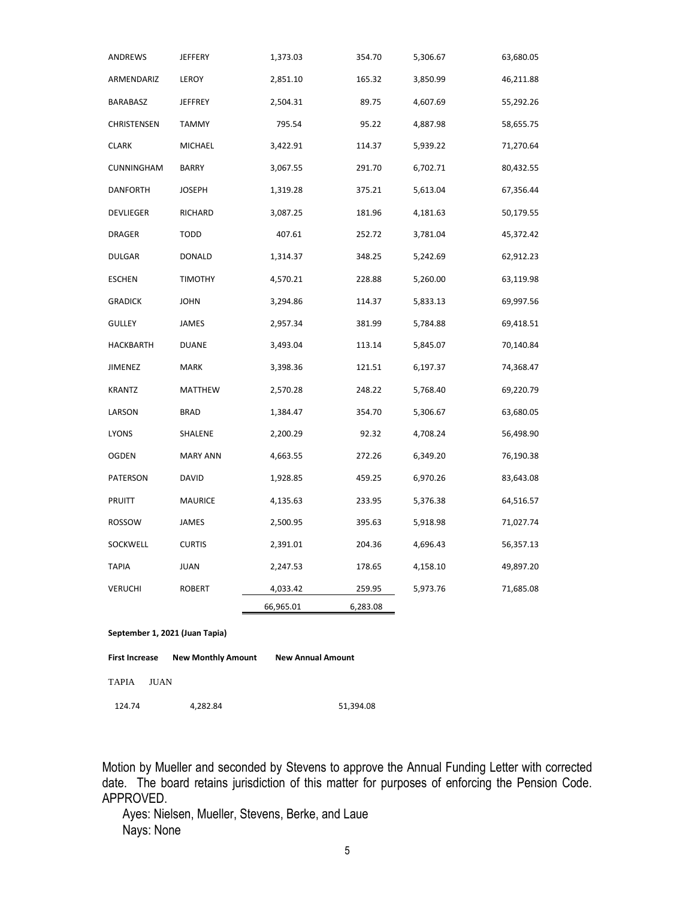| | | | | | |
|---|---|---|---|---|---|
| ANDREWS | JEFFERY | 1,373.03 | 354.70 | 5,306.67 | 63,680.05 |
| ARMENDARIZ | LEROY | 2,851.10 | 165.32 | 3,850.99 | 46,211.88 |
| BARABASZ | JEFFREY | 2,504.31 | 89.75 | 4,607.69 | 55,292.26 |
| CHRISTENSEN | TAMMY | 795.54 | 95.22 | 4,887.98 | 58,655.75 |
| CLARK | MICHAEL | 3,422.91 | 114.37 | 5,939.22 | 71,270.64 |
| CUNNINGHAM | BARRY | 3,067.55 | 291.70 | 6,702.71 | 80,432.55 |
| DANFORTH | JOSEPH | 1,319.28 | 375.21 | 5,613.04 | 67,356.44 |
| DEVLIEGER | RICHARD | 3,087.25 | 181.96 | 4,181.63 | 50,179.55 |
| DRAGER | TODD | 407.61 | 252.72 | 3,781.04 | 45,372.42 |
| DULGAR | DONALD | 1,314.37 | 348.25 | 5,242.69 | 62,912.23 |
| ESCHEN | TIMOTHY | 4,570.21 | 228.88 | 5,260.00 | 63,119.98 |
| GRADICK | JOHN | 3,294.86 | 114.37 | 5,833.13 | 69,997.56 |
| GULLEY | JAMES | 2,957.34 | 381.99 | 5,784.88 | 69,418.51 |
| HACKBARTH | DUANE | 3,493.04 | 113.14 | 5,845.07 | 70,140.84 |
| JIMENEZ | MARK | 3,398.36 | 121.51 | 6,197.37 | 74,368.47 |
| KRANTZ | MATTHEW | 2,570.28 | 248.22 | 5,768.40 | 69,220.79 |
| LARSON | BRAD | 1,384.47 | 354.70 | 5,306.67 | 63,680.05 |
| LYONS | SHALENE | 2,200.29 | 92.32 | 4,708.24 | 56,498.90 |
| OGDEN | MARY ANN | 4,663.55 | 272.26 | 6,349.20 | 76,190.38 |
| PATERSON | DAVID | 1,928.85 | 459.25 | 6,970.26 | 83,643.08 |
| PRUITT | MAURICE | 4,135.63 | 233.95 | 5,376.38 | 64,516.57 |
| ROSSOW | JAMES | 2,500.95 | 395.63 | 5,918.98 | 71,027.74 |
| SOCKWELL | CURTIS | 2,391.01 | 204.36 | 4,696.43 | 56,357.13 |
| TAPIA | JUAN | 2,247.53 | 178.65 | 4,158.10 | 49,897.20 |
| VERUCHI | ROBERT | 4,033.42 | 259.95 | 5,973.76 | 71,685.08 |
| | | 66,965.01 | 6,283.08 | | |

**September 1, 2021 (Juan Tapia)**

| First Increase | New Monthly Amount | New Annual Amount |
|---|---|---|
| TAPIA JUAN | | |
| 124.74 | 4,282.84 | 51,394.08 |

Motion by Mueller and seconded by Stevens to approve the Annual Funding Letter with corrected date. The board retains jurisdiction of this matter for purposes of enforcing the Pension Code. APPROVED.

Ayes: Nielsen, Mueller, Stevens, Berke, and Laue
Nays: None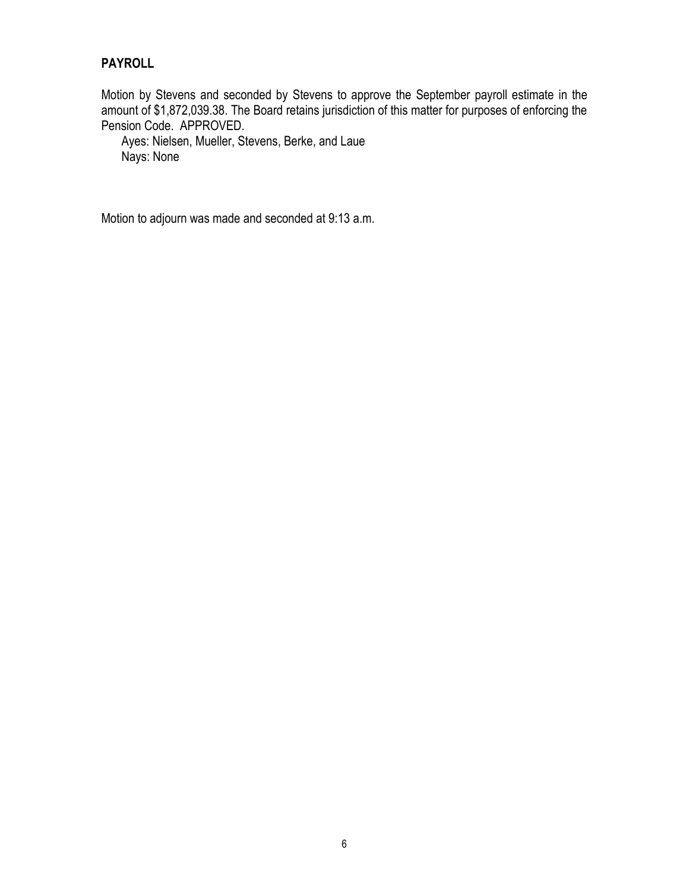## PAYROLL

Motion by Stevens and seconded by Stevens to approve the September payroll estimate in the amount of $1,872,039.38. The Board retains jurisdiction of this matter for purposes of enforcing the Pension Code. APPROVED.

Ayes: Nielsen, Mueller, Stevens, Berke, and Laue
Nays: None

Motion to adjourn was made and seconded at 9:13 a.m.